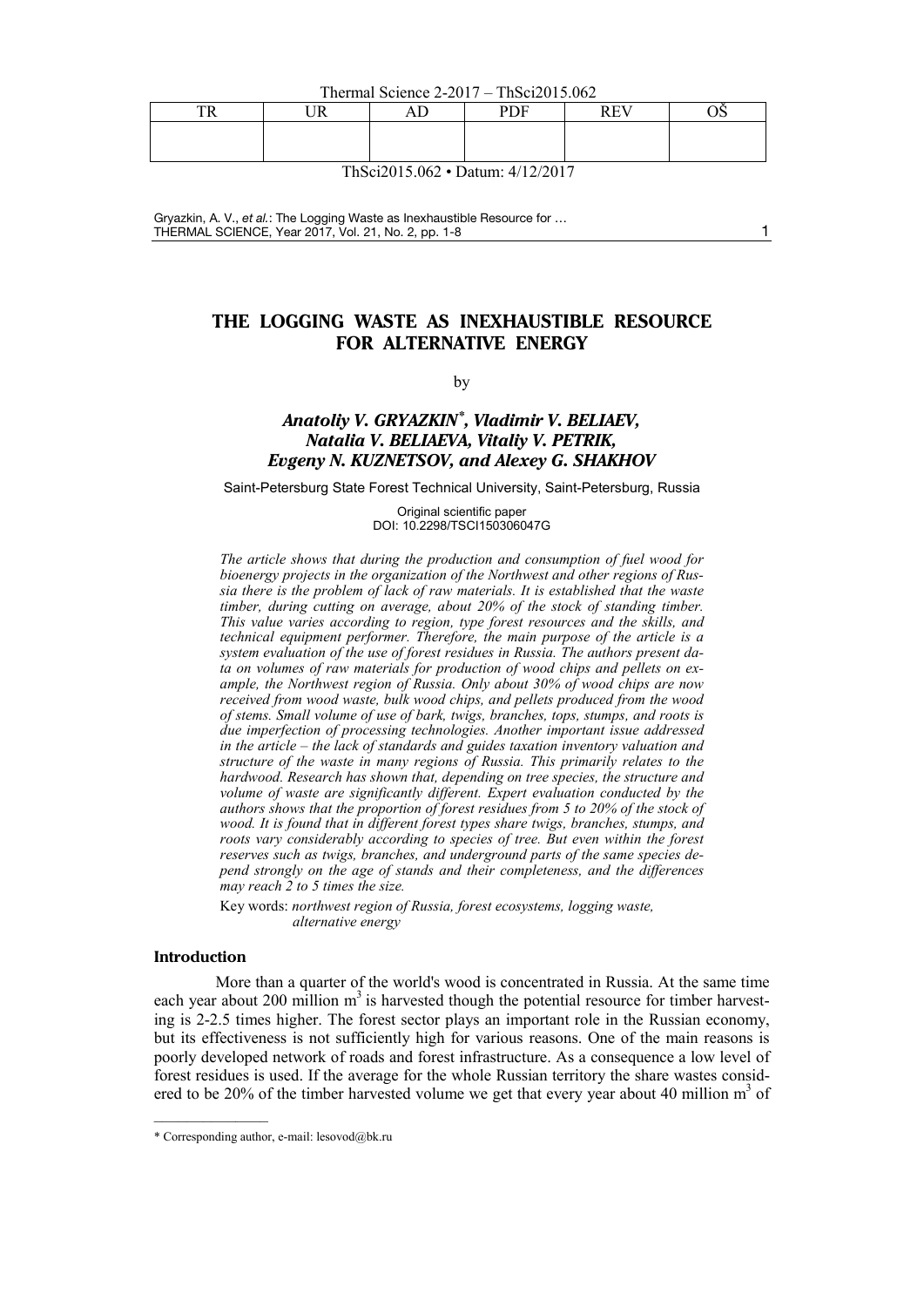# THE LOGGING WASTE AS INEXHAUSTIBLE RESOURCE FOR ALTERNATIVE ENERGY

by

***Anatoliy V. GRYAZKIN*\*, Vladimir V. BELIAEV, Natalia V. BELIAEVA, Vitaliy V. PETRIK, Evgeny N. KUZNETSOV, and Alexey G. SHAKHOV***

Saint-Petersburg State Forest Technical University, Saint-Petersburg, Russia

Original scientific paper
DOI: 10.2298/TSCI150306047G

*The article shows that during the production and consumption of fuel wood for bioenergy projects in the organization of the Northwest and other regions of Russia there is the problem of lack of raw materials. It is established that the waste timber, during cutting on average, about 20% of the stock of standing timber. This value varies according to region, type forest resources and the skills, and technical equipment performer. Therefore, the main purpose of the article is a system evaluation of the use of forest residues in Russia. The authors present data on volumes of raw materials for production of wood chips and pellets on example, the Northwest region of Russia. Only about 30% of wood chips are now received from wood waste, bulk wood chips, and pellets produced from the wood of stems. Small volume of use of bark, twigs, branches, tops, stumps, and roots is due imperfection of processing technologies. Another important issue addressed in the article – the lack of standards and guides taxation inventory valuation and structure of the waste in many regions of Russia. This primarily relates to the hardwood. Research has shown that, depending on tree species, the structure and volume of waste are significantly different. Expert evaluation conducted by the authors shows that the proportion of forest residues from 5 to 20% of the stock of wood. It is found that in different forest types share twigs, branches, stumps, and roots vary considerably according to species of tree. But even within the forest reserves such as twigs, branches, and underground parts of the same species depend strongly on the age of stands and their completeness, and the differences may reach 2 to 5 times the size.*

Key words: *northwest region of Russia, forest ecosystems, logging waste, alternative energy*

## Introduction

More than a quarter of the world's wood is concentrated in Russia. At the same time each year about 200 million $m^3$ is harvested though the potential resource for timber harvesting is 2-2.5 times higher. The forest sector plays an important role in the Russian economy, but its effectiveness is not sufficiently high for various reasons. One of the main reasons is poorly developed network of roads and forest infrastructure. As a consequence a low level of forest residues is used. If the average for the whole Russian territory the share wastes considered to be 20% of the timber harvested volume we get that every year about 40 million $m^3$ of

---

\* Corresponding author, e-mail: lesovod@bk.ru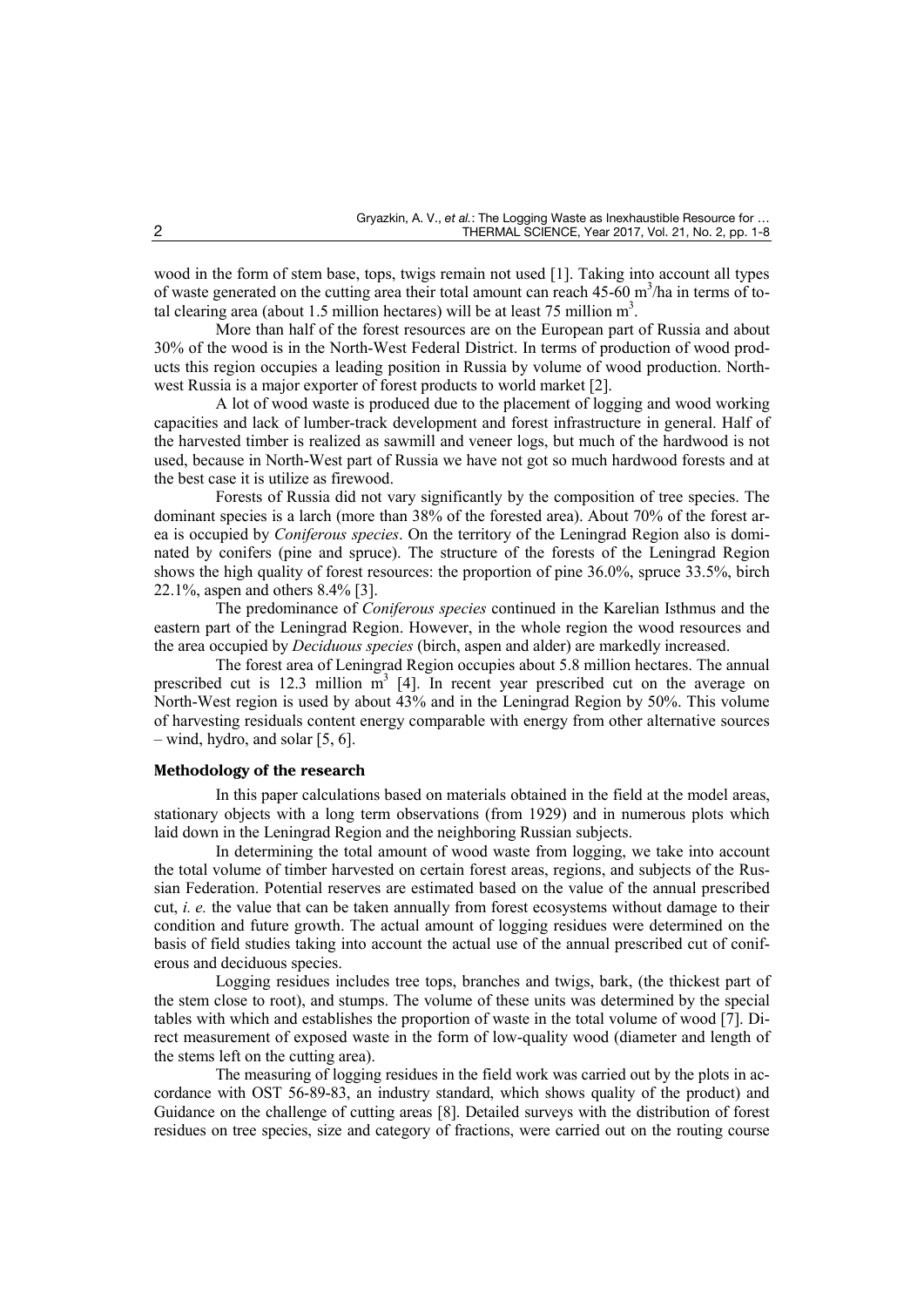wood in the form of stem base, tops, twigs remain not used [1]. Taking into account all types of waste generated on the cutting area their total amount can reach 45-60 $m^3$/ha in terms of total clearing area (about 1.5 million hectares) will be at least 75 million $m^3$.

More than half of the forest resources are on the European part of Russia and about 30% of the wood is in the North-West Federal District. In terms of production of wood products this region occupies a leading position in Russia by volume of wood production. Northwest Russia is a major exporter of forest products to world market [2].

A lot of wood waste is produced due to the placement of logging and wood working capacities and lack of lumber-track development and forest infrastructure in general. Half of the harvested timber is realized as sawmill and veneer logs, but much of the hardwood is not used, because in North-West part of Russia we have not got so much hardwood forests and at the best case it is utilize as firewood.

Forests of Russia did not vary significantly by the composition of tree species. The dominant species is a larch (more than 38% of the forested area). About 70% of the forest area is occupied by *Coniferous species*. On the territory of the Leningrad Region also is dominated by conifers (pine and spruce). The structure of the forests of the Leningrad Region shows the high quality of forest resources: the proportion of pine 36.0%, spruce 33.5%, birch 22.1%, aspen and others 8.4% [3].

The predominance of *Coniferous species* continued in the Karelian Isthmus and the eastern part of the Leningrad Region. However, in the whole region the wood resources and the area occupied by *Deciduous species* (birch, aspen and alder) are markedly increased.

The forest area of Leningrad Region occupies about 5.8 million hectares. The annual prescribed cut is 12.3 million $m^3$ [4]. In recent year prescribed cut on the average on North-West region is used by about 43% and in the Leningrad Region by 50%. This volume of harvesting residuals content energy comparable with energy from other alternative sources – wind, hydro, and solar [5, 6].

## Methodology of the research

In this paper calculations based on materials obtained in the field at the model areas, stationary objects with a long term observations (from 1929) and in numerous plots which laid down in the Leningrad Region and the neighboring Russian subjects.

In determining the total amount of wood waste from logging, we take into account the total volume of timber harvested on certain forest areas, regions, and subjects of the Russian Federation. Potential reserves are estimated based on the value of the annual prescribed cut, *i. e.* the value that can be taken annually from forest ecosystems without damage to their condition and future growth. The actual amount of logging residues were determined on the basis of field studies taking into account the actual use of the annual prescribed cut of coniferous and deciduous species.

Logging residues includes tree tops, branches and twigs, bark, (the thickest part of the stem close to root), and stumps. The volume of these units was determined by the special tables with which and establishes the proportion of waste in the total volume of wood [7]. Direct measurement of exposed waste in the form of low-quality wood (diameter and length of the stems left on the cutting area).

The measuring of logging residues in the field work was carried out by the plots in accordance with OST 56-89-83, an industry standard, which shows quality of the product) and Guidance on the challenge of cutting areas [8]. Detailed surveys with the distribution of forest residues on tree species, size and category of fractions, were carried out on the routing course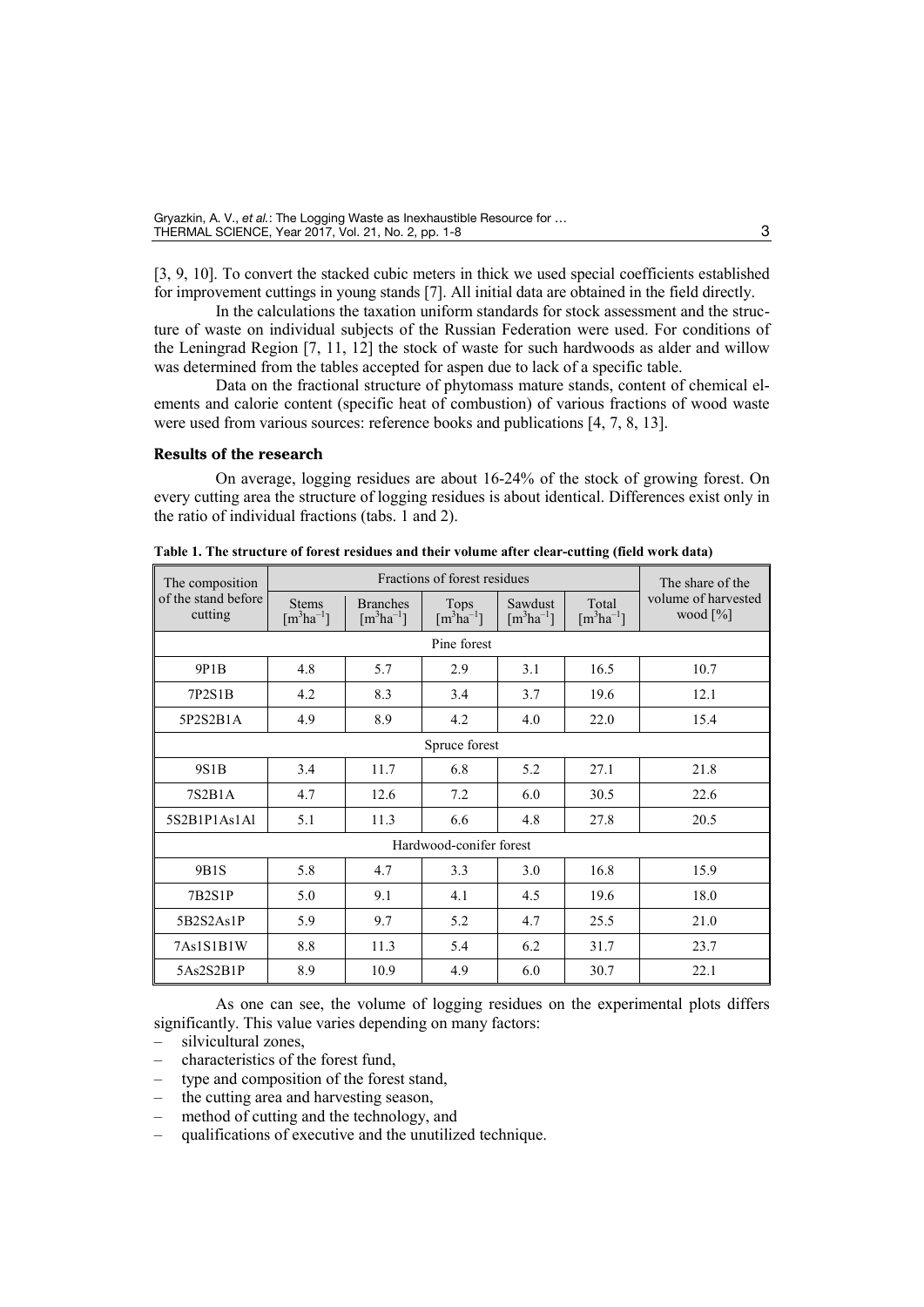[3, 9, 10]. To convert the stacked cubic meters in thick we used special coefficients established for improvement cuttings in young stands [7]. All initial data are obtained in the field directly.

In the calculations the taxation uniform standards for stock assessment and the structure of waste on individual subjects of the Russian Federation were used. For conditions of the Leningrad Region [7, 11, 12] the stock of waste for such hardwoods as alder and willow was determined from the tables accepted for aspen due to lack of a specific table.

Data on the fractional structure of phytomass mature stands, content of chemical elements and calorie content (specific heat of combustion) of various fractions of wood waste were used from various sources: reference books and publications [4, 7, 8, 13].

## Results of the research

On average, logging residues are about 16-24% of the stock of growing forest. On every cutting area the structure of logging residues is about identical. Differences exist only in the ratio of individual fractions (tabs. 1 and 2).

**Table 1. The structure of forest residues and their volume after clear-cutting (field work data)**

| The composition of the stand before cutting | Fractions of forest residues | | | | | The share of the volume of harvested wood [%] |
|---|---|---|---|---|---|---|
| | Stems $[m^3ha^{-1}]$ | Branches $[m^3ha^{-1}]$ | Tops $[m^3ha^{-1}]$ | Sawdust $[m^3ha^{-1}]$ | Total $[m^3ha^{-1}]$ | |
| Pine forest | | | | | | |
| 9P1B | 4.8 | 5.7 | 2.9 | 3.1 | 16.5 | 10.7 |
| 7P2S1B | 4.2 | 8.3 | 3.4 | 3.7 | 19.6 | 12.1 |
| 5P2S2B1A | 4.9 | 8.9 | 4.2 | 4.0 | 22.0 | 15.4 |
| Spruce forest | | | | | | |
| 9S1B | 3.4 | 11.7 | 6.8 | 5.2 | 27.1 | 21.8 |
| 7S2B1A | 4.7 | 12.6 | 7.2 | 6.0 | 30.5 | 22.6 |
| 5S2B1P1As1Al | 5.1 | 11.3 | 6.6 | 4.8 | 27.8 | 20.5 |
| Hardwood-conifer forest | | | | | | |
| 9B1S | 5.8 | 4.7 | 3.3 | 3.0 | 16.8 | 15.9 |
| 7B2S1P | 5.0 | 9.1 | 4.1 | 4.5 | 19.6 | 18.0 |
| 5B2S2As1P | 5.9 | 9.7 | 5.2 | 4.7 | 25.5 | 21.0 |
| 7As1S1B1W | 8.8 | 11.3 | 5.4 | 6.2 | 31.7 | 23.7 |
| 5As2S2B1P | 8.9 | 10.9 | 4.9 | 6.0 | 30.7 | 22.1 |

As one can see, the volume of logging residues on the experimental plots differs significantly. This value varies depending on many factors:

- silvicultural zones,
- characteristics of the forest fund,
- type and composition of the forest stand,
- the cutting area and harvesting season,
- method of cutting and the technology, and
- qualifications of executive and the unutilized technique.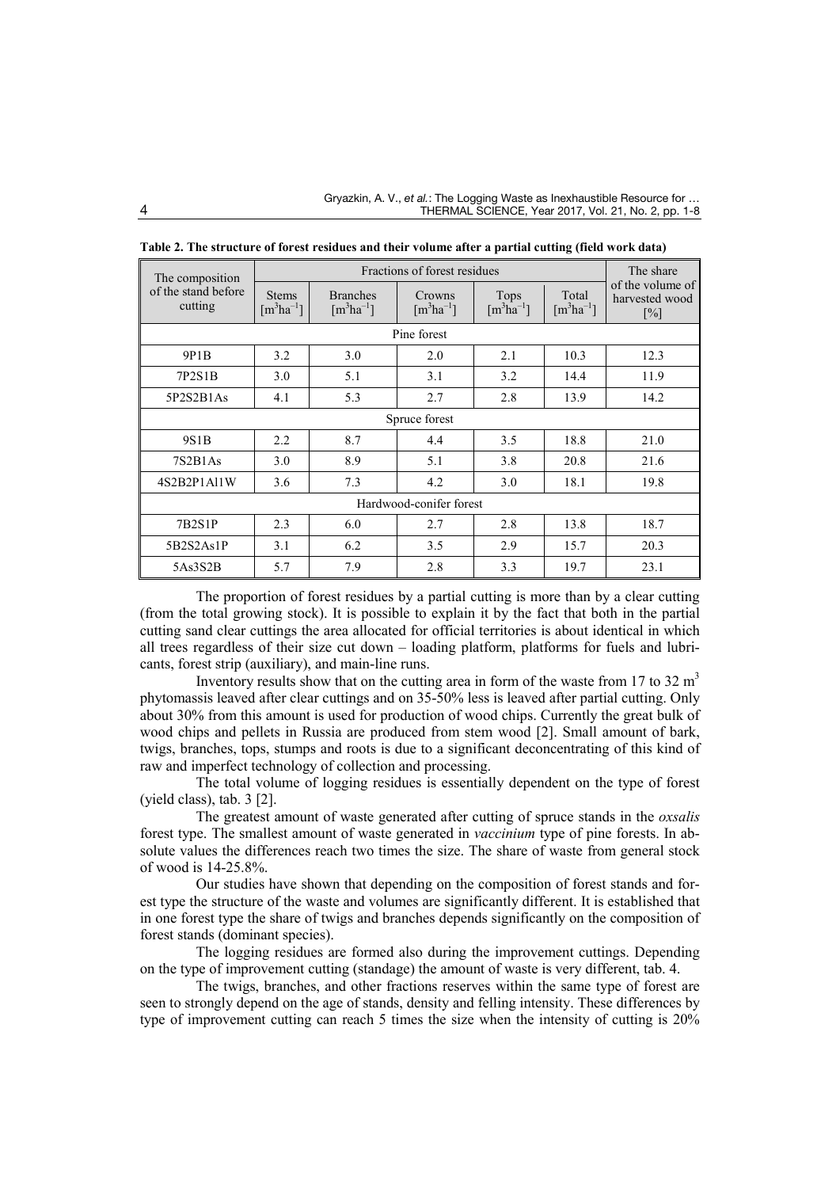**Table 2. The structure of forest residues and their volume after a partial cutting (field work data)**

| The composition of the stand before cutting | Fractions of forest residues | | | | | The share of the volume of harvested wood [%] |
|---|---|---|---|---|---|---|
| | Stems [$m^3ha^{-1}$] | Branches [$m^3ha^{-1}$] | Crowns [$m^3ha^{-1}$] | Tops [$m^3ha^{-1}$] | Total [$m^3ha^{-1}$] | |
| Pine forest | | | | | | |
| 9P1B | 3.2 | 3.0 | 2.0 | 2.1 | 10.3 | 12.3 |
| 7P2S1B | 3.0 | 5.1 | 3.1 | 3.2 | 14.4 | 11.9 |
| 5P2S2B1As | 4.1 | 5.3 | 2.7 | 2.8 | 13.9 | 14.2 |
| Spruce forest | | | | | | |
| 9S1B | 2.2 | 8.7 | 4.4 | 3.5 | 18.8 | 21.0 |
| 7S2B1As | 3.0 | 8.9 | 5.1 | 3.8 | 20.8 | 21.6 |
| 4S2B2P1Al1W | 3.6 | 7.3 | 4.2 | 3.0 | 18.1 | 19.8 |
| Hardwood-conifer forest | | | | | | |
| 7B2S1P | 2.3 | 6.0 | 2.7 | 2.8 | 13.8 | 18.7 |
| 5B2S2As1P | 3.1 | 6.2 | 3.5 | 2.9 | 15.7 | 20.3 |
| 5As3S2B | 5.7 | 7.9 | 2.8 | 3.3 | 19.7 | 23.1 |

The proportion of forest residues by a partial cutting is more than by a clear cutting (from the total growing stock). It is possible to explain it by the fact that both in the partial cutting sand clear cuttings the area allocated for official territories is about identical in which all trees regardless of their size cut down – loading platform, platforms for fuels and lubricants, forest strip (auxiliary), and main-line runs.

Inventory results show that on the cutting area in form of the waste from 17 to 32 $m^3$ phytomassis leaved after clear cuttings and on 35-50% less is leaved after partial cutting. Only about 30% from this amount is used for production of wood chips. Currently the great bulk of wood chips and pellets in Russia are produced from stem wood [2]. Small amount of bark, twigs, branches, tops, stumps and roots is due to a significant deconcentrating of this kind of raw and imperfect technology of collection and processing.

The total volume of logging residues is essentially dependent on the type of forest (yield class), tab. 3 [2].

The greatest amount of waste generated after cutting of spruce stands in the *oxsalis* forest type. The smallest amount of waste generated in *vaccinium* type of pine forests. In absolute values the differences reach two times the size. The share of waste from general stock of wood is 14-25.8%.

Our studies have shown that depending on the composition of forest stands and forest type the structure of the waste and volumes are significantly different. It is established that in one forest type the share of twigs and branches depends significantly on the composition of forest stands (dominant species).

The logging residues are formed also during the improvement cuttings. Depending on the type of improvement cutting (standage) the amount of waste is very different, tab. 4.

The twigs, branches, and other fractions reserves within the same type of forest are seen to strongly depend on the age of stands, density and felling intensity. These differences by type of improvement cutting can reach 5 times the size when the intensity of cutting is 20%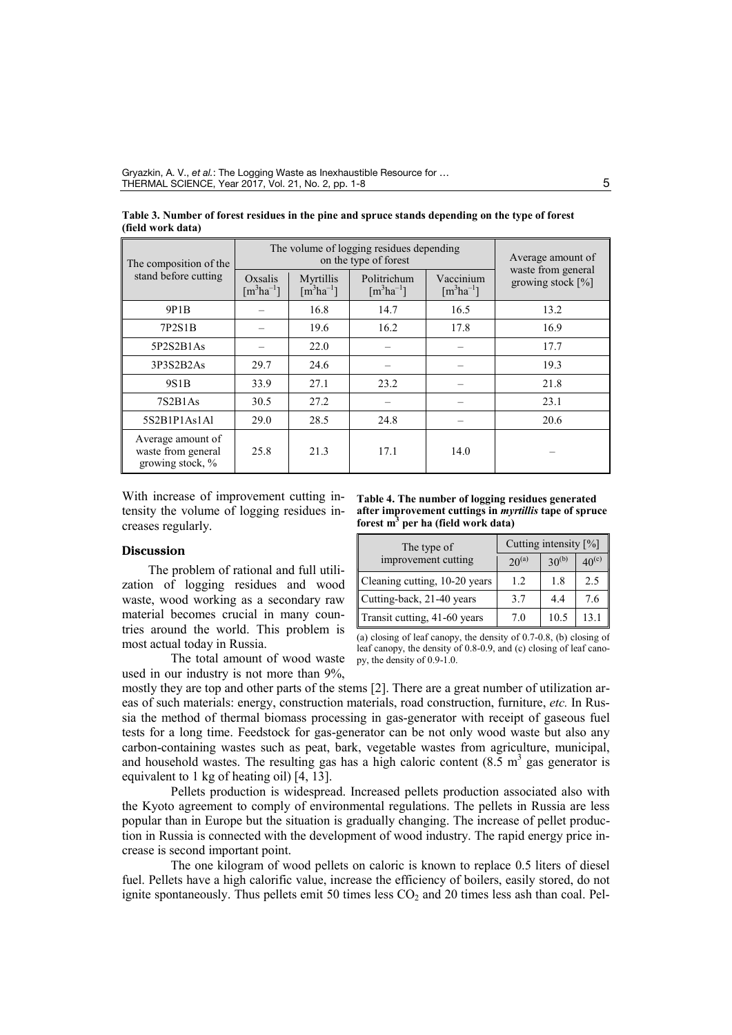**Table 3. Number of forest residues in the pine and spruce stands depending on the type of forest (field work data)**

| The composition of the stand before cutting | The volume of logging residues depending on the type of forest | | | | Average amount of waste from general growing stock [%] |
|---|---|---|---|---|---|
| | Oxsalis [$m^3ha^{-1}$] | Myrtillis [$m^3ha^{-1}$] | Politrichum [$m^3ha^{-1}$] | Vaccinium [$m^3ha^{-1}$] | |
| 9P1B | – | 16.8 | 14.7 | 16.5 | 13.2 |
| 7P2S1B | – | 19.6 | 16.2 | 17.8 | 16.9 |
| 5P2S2B1As | – | 22.0 | – | – | 17.7 |
| 3P3S2B2As | 29.7 | 24.6 | – | – | 19.3 |
| 9S1B | 33.9 | 27.1 | 23.2 | – | 21.8 |
| 7S2B1As | 30.5 | 27.2 | – | – | 23.1 |
| 5S2B1P1As1Al | 29.0 | 28.5 | 24.8 | – | 20.6 |
| Average amount of waste from general growing stock, % | 25.8 | 21.3 | 17.1 | 14.0 | – |

With increase of improvement cutting intensity the volume of logging residues increases regularly.

**Table 4. The number of logging residues generated after improvement cuttings in *myrtillis* tape of spruce forest m$^3$ per ha (field work data)**

| The type of improvement cutting | Cutting intensity [%] | | |
|---|---|---|---|
| | 20[(a)] | 30[(b)] | 40[(c)] |
| Cleaning cutting, 10-20 years | 1.2 | 1.8 | 2.5 |
| Cutting-back, 21-40 years | 3.7 | 4.4 | 7.6 |
| Transit cutting, 41-60 years | 7.0 | 10.5 | 13.1 |

(a) closing of leaf canopy, the density of 0.7-0.8, (b) closing of leaf canopy, the density of 0.8-0.9, and (c) closing of leaf canopy, the density of 0.9-1.0.

## Discussion

The problem of rational and full utilization of logging residues and wood waste, wood working as a secondary raw material becomes crucial in many countries around the world. This problem is most actual today in Russia.

The total amount of wood waste used in our industry is not more than 9%, mostly they are top and other parts of the stems [2]. There are a great number of utilization areas of such materials: energy, construction materials, road construction, furniture, *etc.* In Russia the method of thermal biomass processing in gas-generator with receipt of gaseous fuel tests for a long time. Feedstock for gas-generator can be not only wood waste but also any carbon-containing wastes such as peat, bark, vegetable wastes from agriculture, municipal, and household wastes. The resulting gas has a high caloric content (8.5 m$^3$ gas generator is equivalent to 1 kg of heating oil) [4, 13].

Pellets production is widespread. Increased pellets production associated also with the Kyoto agreement to comply of environmental regulations. The pellets in Russia are less popular than in Europe but the situation is gradually changing. The increase of pellet production in Russia is connected with the development of wood industry. The rapid energy price increase is second important point.

The one kilogram of wood pellets on caloric is known to replace 0.5 liters of diesel fuel. Pellets have a high calorific value, increase the efficiency of boilers, easily stored, do not ignite spontaneously. Thus pellets emit 50 times less $CO_2$ and 20 times less ash than coal. Pel-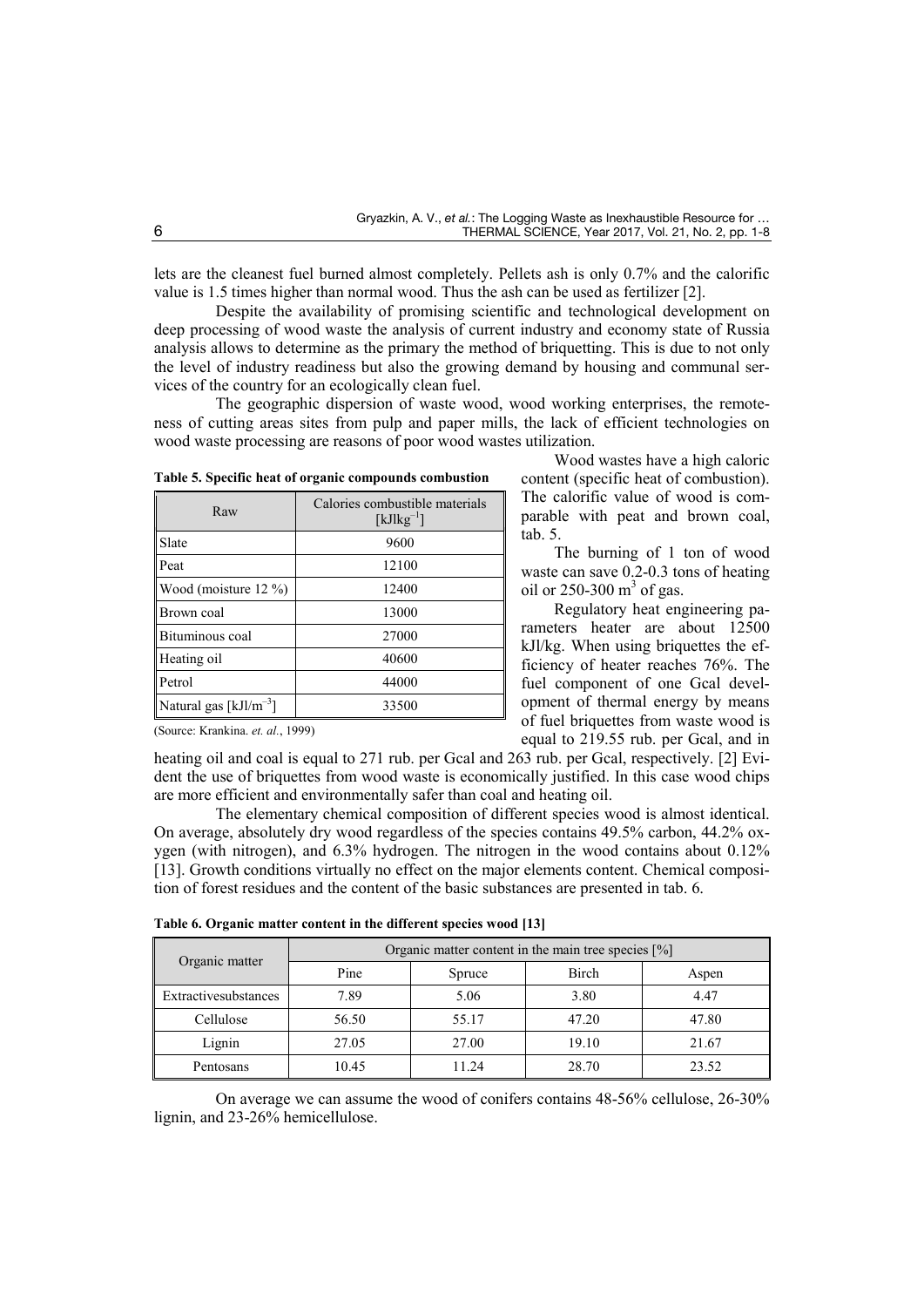lets are the cleanest fuel burned almost completely. Pellets ash is only 0.7% and the calorific value is 1.5 times higher than normal wood. Thus the ash can be used as fertilizer [2].

Despite the availability of promising scientific and technological development on deep processing of wood waste the analysis of current industry and economy state of Russia analysis allows to determine as the primary the method of briquetting. This is due to not only the level of industry readiness but also the growing demand by housing and communal services of the country for an ecologically clean fuel.

The geographic dispersion of waste wood, wood working enterprises, the remoteness of cutting areas sites from pulp and paper mills, the lack of efficient technologies on wood waste processing are reasons of poor wood wastes utilization.

**Table 5. Specific heat of organic compounds combustion**

| Raw | Calories combustible materials [kJlkg$^{-1}$] |
|---|---|
| Slate | 9600 |
| Peat | 12100 |
| Wood (moisture 12 %) | 12400 |
| Brown coal | 13000 |
| Bituminous coal | 27000 |
| Heating oil | 40600 |
| Petrol | 44000 |
| Natural gas [kJl/m$^{-3}$] | 33500 |

(Source: Krankina. *et. al.*, 1999)

Wood wastes have a high caloric content (specific heat of combustion). The calorific value of wood is comparable with peat and brown coal, tab. 5.

The burning of 1 ton of wood waste can save 0.2-0.3 tons of heating oil or 250-300 m$^3$ of gas.

Regulatory heat engineering parameters heater are about 12500 kJl/kg. When using briquettes the efficiency of heater reaches 76%. The fuel component of one Gcal development of thermal energy by means of fuel briquettes from waste wood is equal to 219.55 rub. per Gcal, and in heating oil and coal is equal to 271 rub. per Gcal and 263 rub. per Gcal, respectively. [2] Evident the use of briquettes from wood waste is economically justified. In this case wood chips are more efficient and environmentally safer than coal and heating oil.

The elementary chemical composition of different species wood is almost identical. On average, absolutely dry wood regardless of the species contains 49.5% carbon, 44.2% oxygen (with nitrogen), and 6.3% hydrogen. The nitrogen in the wood contains about 0.12% [13]. Growth conditions virtually no effect on the major elements content. Chemical composition of forest residues and the content of the basic substances are presented in tab. 6.

**Table 6. Organic matter content in the different species wood [13]**

| Organic matter | Organic matter content in the main tree species [%] | | | |
|---|---|---|---|---|
| | Pine | Spruce | Birch | Aspen |
| Extractivesubstances | 7.89 | 5.06 | 3.80 | 4.47 |
| Cellulose | 56.50 | 55.17 | 47.20 | 47.80 |
| Lignin | 27.05 | 27.00 | 19.10 | 21.67 |
| Pentosans | 10.45 | 11.24 | 28.70 | 23.52 |

On average we can assume the wood of conifers contains 48-56% cellulose, 26-30% lignin, and 23-26% hemicellulose.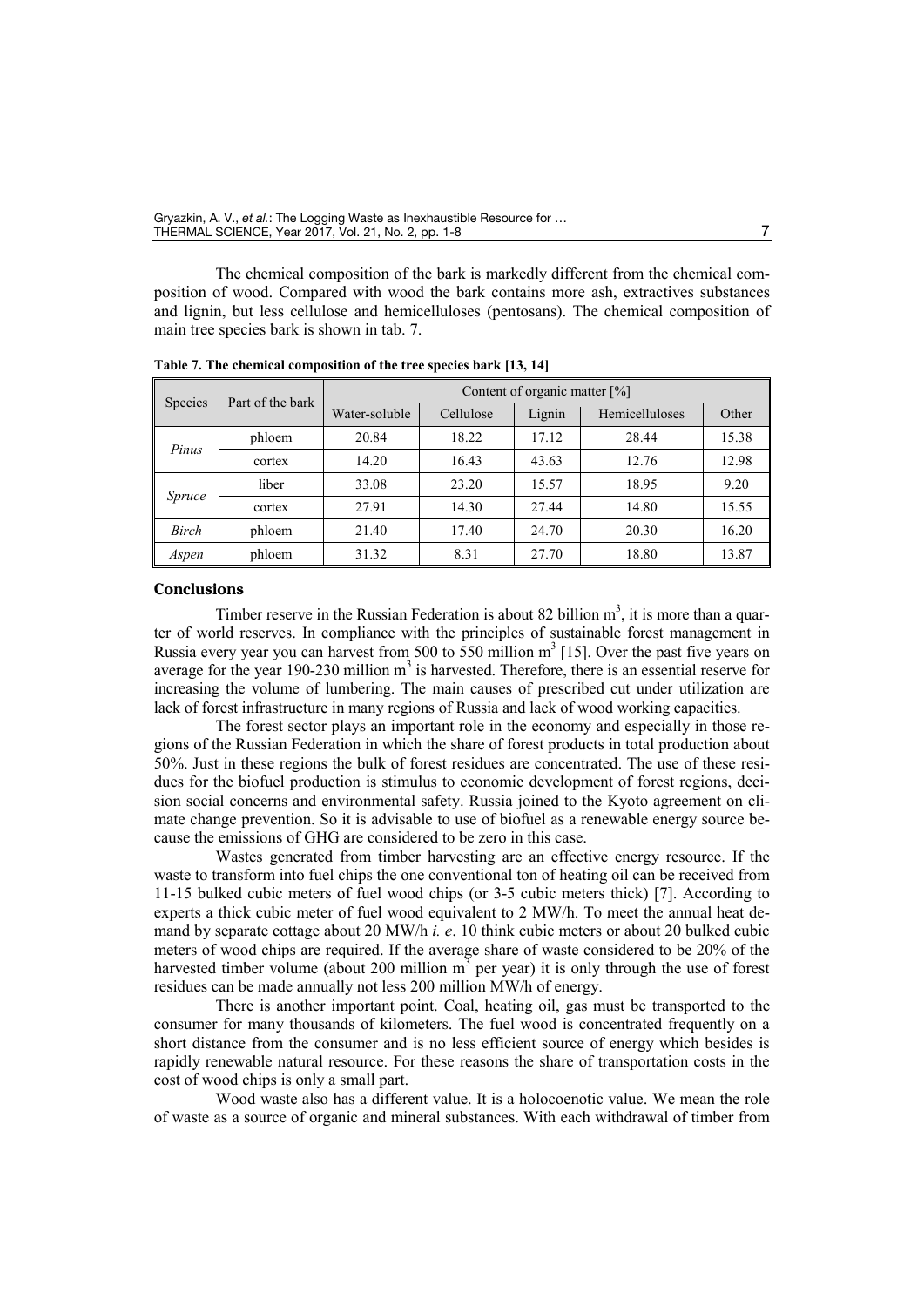The chemical composition of the bark is markedly different from the chemical composition of wood. Compared with wood the bark contains more ash, extractives substances and lignin, but less cellulose and hemicelluloses (pentosans). The chemical composition of main tree species bark is shown in tab. 7.

**Table 7. The chemical composition of the tree species bark [13, 14]**

| Species | Part of the bark | Content of organic matter [%] | | | | |
|---|---|---|---|---|---|---|
| | | Water-soluble | Cellulose | Lignin | Hemicelluloses | Other |
| *Pinus* | phloem | 20.84 | 18.22 | 17.12 | 28.44 | 15.38 |
| | cortex | 14.20 | 16.43 | 43.63 | 12.76 | 12.98 |
| *Spruce* | liber | 33.08 | 23.20 | 15.57 | 18.95 | 9.20 |
| | cortex | 27.91 | 14.30 | 27.44 | 14.80 | 15.55 |
| *Birch* | phloem | 21.40 | 17.40 | 24.70 | 20.30 | 16.20 |
| *Aspen* | phloem | 31.32 | 8.31 | 27.70 | 18.80 | 13.87 |

## Conclusions

Timber reserve in the Russian Federation is about 82 billion $m^3$, it is more than a quarter of world reserves. In compliance with the principles of sustainable forest management in Russia every year you can harvest from 500 to 550 million $m^3$ [15]. Over the past five years on average for the year 190-230 million $m^3$ is harvested. Therefore, there is an essential reserve for increasing the volume of lumbering. The main causes of prescribed cut under utilization are lack of forest infrastructure in many regions of Russia and lack of wood working capacities.

The forest sector plays an important role in the economy and especially in those regions of the Russian Federation in which the share of forest products in total production about 50%. Just in these regions the bulk of forest residues are concentrated. The use of these residues for the biofuel production is stimulus to economic development of forest regions, decision social concerns and environmental safety. Russia joined to the Kyoto agreement on climate change prevention. So it is advisable to use of biofuel as a renewable energy source because the emissions of GHG are considered to be zero in this case.

Wastes generated from timber harvesting are an effective energy resource. If the waste to transform into fuel chips the one conventional ton of heating oil can be received from 11-15 bulked cubic meters of fuel wood chips (or 3-5 cubic meters thick) [7]. According to experts a thick cubic meter of fuel wood equivalent to 2 MW/h. To meet the annual heat demand by separate cottage about 20 MW/h *i. e*. 10 think cubic meters or about 20 bulked cubic meters of wood chips are required. If the average share of waste considered to be 20% of the harvested timber volume (about 200 million $m^3$ per year) it is only through the use of forest residues can be made annually not less 200 million MW/h of energy.

There is another important point. Coal, heating oil, gas must be transported to the consumer for many thousands of kilometers. The fuel wood is concentrated frequently on a short distance from the consumer and is no less efficient source of energy which besides is rapidly renewable natural resource. For these reasons the share of transportation costs in the cost of wood chips is only a small part.

Wood waste also has a different value. It is a holocoenotic value. We mean the role of waste as a source of organic and mineral substances. With each withdrawal of timber from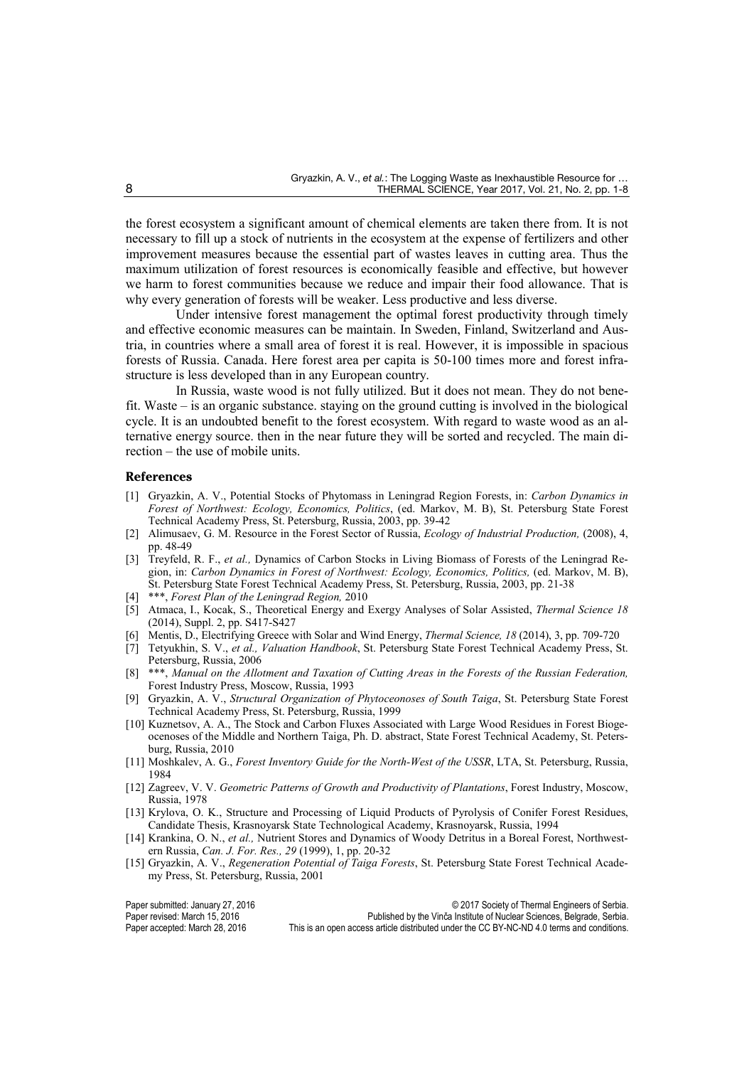the forest ecosystem a significant amount of chemical elements are taken there from. It is not necessary to fill up a stock of nutrients in the ecosystem at the expense of fertilizers and other improvement measures because the essential part of wastes leaves in cutting area. Thus the maximum utilization of forest resources is economically feasible and effective, but however we harm to forest communities because we reduce and impair their food allowance. That is why every generation of forests will be weaker. Less productive and less diverse.

Under intensive forest management the optimal forest productivity through timely and effective economic measures can be maintain. In Sweden, Finland, Switzerland and Austria, in countries where a small area of forest it is real. However, it is impossible in spacious forests of Russia. Canada. Here forest area per capita is 50-100 times more and forest infrastructure is less developed than in any European country.

In Russia, waste wood is not fully utilized. But it does not mean. They do not benefit. Waste – is an organic substance. staying on the ground cutting is involved in the biological cycle. It is an undoubted benefit to the forest ecosystem. With regard to waste wood as an alternative energy source. then in the near future they will be sorted and recycled. The main direction – the use of mobile units.

## References

[1] Gryazkin, A. V., Potential Stocks of Phytomass in Leningrad Region Forests, in: *Carbon Dynamics in Forest of Northwest: Ecology, Economics, Politics*, (ed. Markov, M. B), St. Petersburg State Forest Technical Academy Press, St. Petersburg, Russia, 2003, pp. 39-42

[2] Alimusaev, G. M. Resource in the Forest Sector of Russia, *Ecology of Industrial Production,* (2008), 4, pp. 48-49

[3] Treyfeld, R. F., *et al.,* Dynamics of Carbon Stocks in Living Biomass of Forests of the Leningrad Region, in: *Carbon Dynamics in Forest of Northwest: Ecology, Economics, Politics,* (ed. Markov, M. B), St. Petersburg State Forest Technical Academy Press, St. Petersburg, Russia, 2003, pp. 21-38

[4] \*\*\*, *Forest Plan of the Leningrad Region,* 2010

[5] Atmaca, I., Kocak, S., Theoretical Energy and Exergy Analyses of Solar Assisted, *Thermal Science 18* (2014), Suppl. 2, pp. S417-S427

[6] Mentis, D., Electrifying Greece with Solar and Wind Energy, *Thermal Science, 18* (2014), 3, pp. 709-720

[7] Tetyukhin, S. V., *et al., Valuation Handbook*, St. Petersburg State Forest Technical Academy Press, St. Petersburg, Russia, 2006

[8] \*\*\*, *Manual on the Allotment and Taxation of Cutting Areas in the Forests of the Russian Federation,* Forest Industry Press, Moscow, Russia, 1993

[9] Gryazkin, A. V., *Structural Organization of Phytoceonoses of South Taiga*, St. Petersburg State Forest Technical Academy Press, St. Petersburg, Russia, 1999

[10] Kuznetsov, A. A., The Stock and Carbon Fluxes Associated with Large Wood Residues in Forest Biogeocenoses of the Middle and Northern Taiga, Ph. D. abstract, State Forest Technical Academy, St. Petersburg, Russia, 2010

[11] Moshkalev, A. G., *Forest Inventory Guide for the North-West of the USSR*, LTA, St. Petersburg, Russia, 1984

[12] Zagreev, V. V. *Geometric Patterns of Growth and Productivity of Plantations*, Forest Industry, Moscow, Russia, 1978

[13] Krylova, O. K., Structure and Processing of Liquid Products of Pyrolysis of Conifer Forest Residues, Candidate Thesis, Krasnoyarsk State Technological Academy, Krasnoyarsk, Russia, 1994

[14] Krankina, O. N., *et al.,* Nutrient Stores and Dynamics of Woody Detritus in a Boreal Forest, Northwestern Russia, *Can. J. For. Res., 29* (1999), 1, pp. 20-32

[15] Gryazkin, A. V., *Regeneration Potential of Taiga Forests*, St. Petersburg State Forest Technical Academy Press, St. Petersburg, Russia, 2001

Paper submitted: January 27, 2016
Paper revised: March 15, 2016
Paper accepted: March 28, 2016

© 2017 Society of Thermal Engineers of Serbia.
Published by the Vinča Institute of Nuclear Sciences, Belgrade, Serbia.
This is an open access article distributed under the CC BY-NC-ND 4.0 terms and conditions.